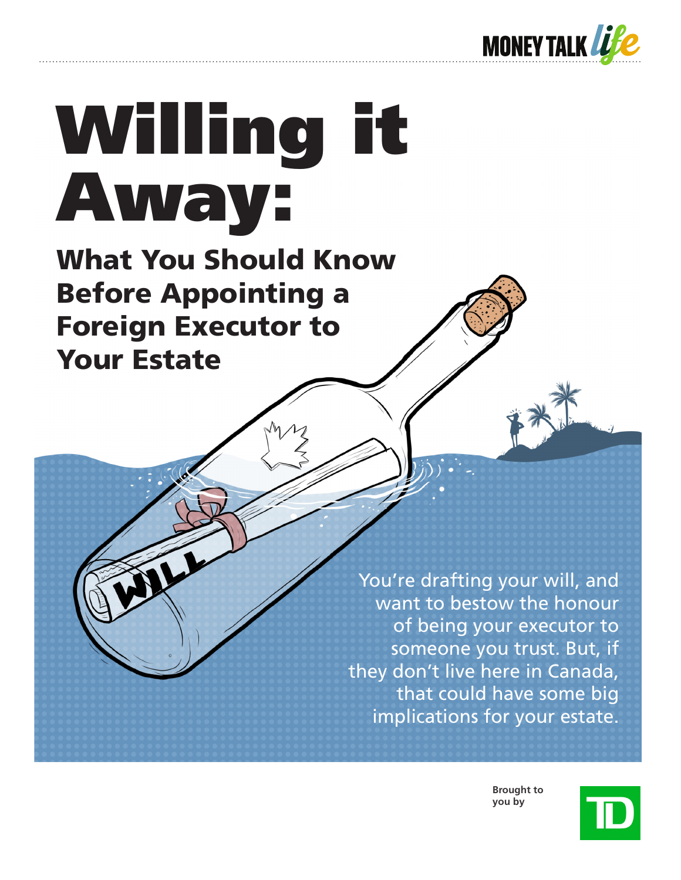# Willing it Away:

## What You Should Know Before Appointing a Foreign Executor to Your Estate

You're drafting your will, and want to bestow the honour of being your executor to someone you trust. But, if they don't live here in Canada, that could have some big implications for your estate.

Brought to you by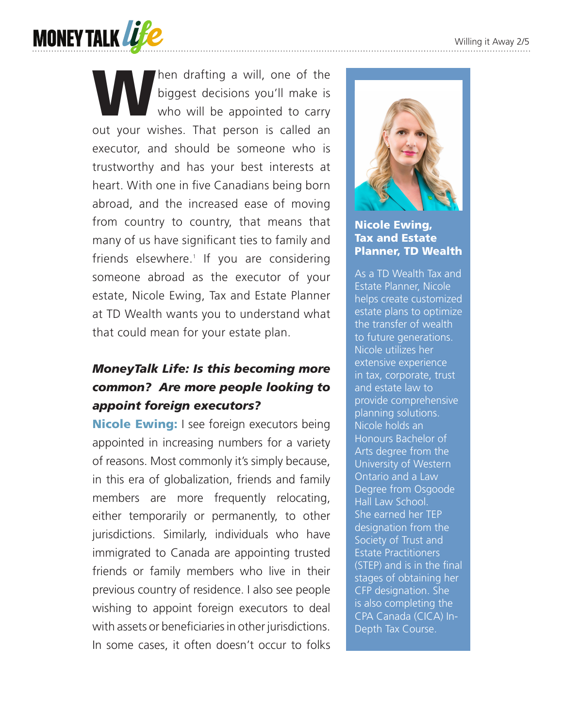When drafting a will, one of the biggest decisions you'll make is who will be appointed to carry out your wishes. That person is called an executor, and should be someone who is trustworthy and has your best interests at heart. With one in five Canadians being born abroad, and the increased ease of moving from country to country, that means that many of us have significant ties to family and friends elsewhere.[1] If you are considering someone abroad as the executor of your estate, Nicole Ewing, Tax and Estate Planner at TD Wealth wants you to understand what that could mean for your estate plan.

***MoneyTalk Life: Is this becoming more common? Are more people looking to appoint foreign executors?***

**Nicole Ewing:** I see foreign executors being appointed in increasing numbers for a variety of reasons. Most commonly it's simply because, in this era of globalization, friends and family members are more frequently relocating, either temporarily or permanently, to other jurisdictions. Similarly, individuals who have immigrated to Canada are appointing trusted friends or family members who live in their previous country of residence. I also see people wishing to appoint foreign executors to deal with assets or beneficiaries in other jurisdictions. In some cases, it often doesn't occur to folks

**Nicole Ewing, Tax and Estate Planner, TD Wealth**

As a TD Wealth Tax and Estate Planner, Nicole helps create customized estate plans to optimize the transfer of wealth to future generations. Nicole utilizes her extensive experience in tax, corporate, trust and estate law to provide comprehensive planning solutions. Nicole holds an Honours Bachelor of Arts degree from the University of Western Ontario and a Law Degree from Osgoode Hall Law School. She earned her TEP designation from the Society of Trust and Estate Practitioners (STEP) and is in the final stages of obtaining her CFP designation. She is also completing the CPA Canada (CICA) In-Depth Tax Course.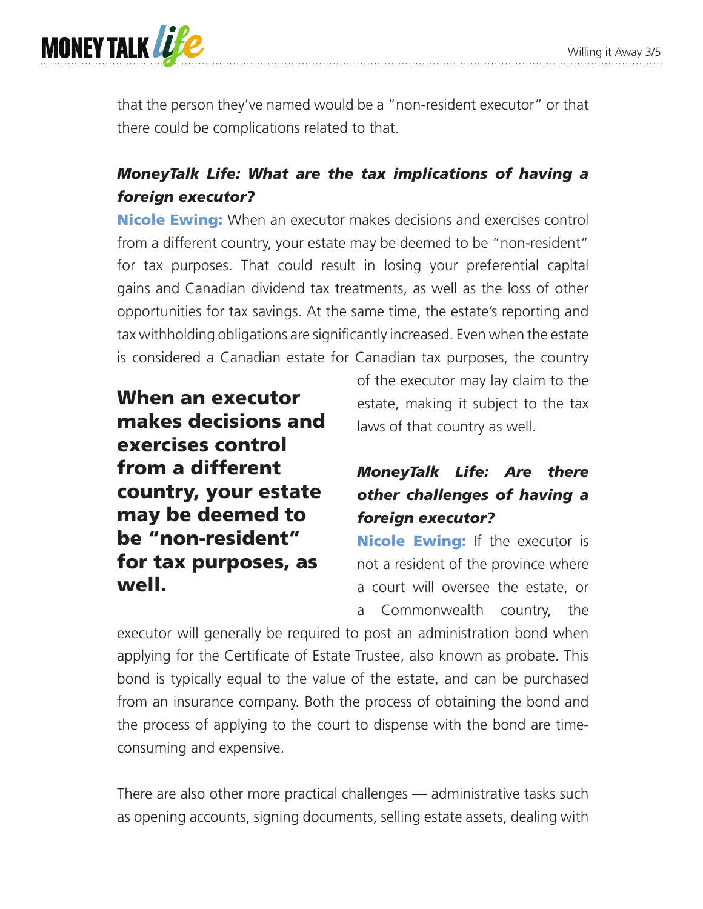that the person they've named would be a "non-resident executor" or that there could be complications related to that.

***MoneyTalk Life: What are the tax implications of having a foreign executor?***

**Nicole Ewing:** When an executor makes decisions and exercises control from a different country, your estate may be deemed to be "non-resident" for tax purposes. That could result in losing your preferential capital gains and Canadian dividend tax treatments, as well as the loss of other opportunities for tax savings. At the same time, the estate's reporting and tax withholding obligations are significantly increased. Even when the estate is considered a Canadian estate for Canadian tax purposes, the country of the executor may lay claim to the estate, making it subject to the tax laws of that country as well.

**When an executor makes decisions and exercises control from a different country, your estate may be deemed to be "non-resident" for tax purposes, as well.**

***MoneyTalk Life: Are there other challenges of having a foreign executor?***

**Nicole Ewing:** If the executor is not a resident of the province where a court will oversee the estate, or a Commonwealth country, the executor will generally be required to post an administration bond when applying for the Certificate of Estate Trustee, also known as probate. This bond is typically equal to the value of the estate, and can be purchased from an insurance company. Both the process of obtaining the bond and the process of applying to the court to dispense with the bond are time-consuming and expensive.

There are also other more practical challenges — administrative tasks such as opening accounts, signing documents, selling estate assets, dealing with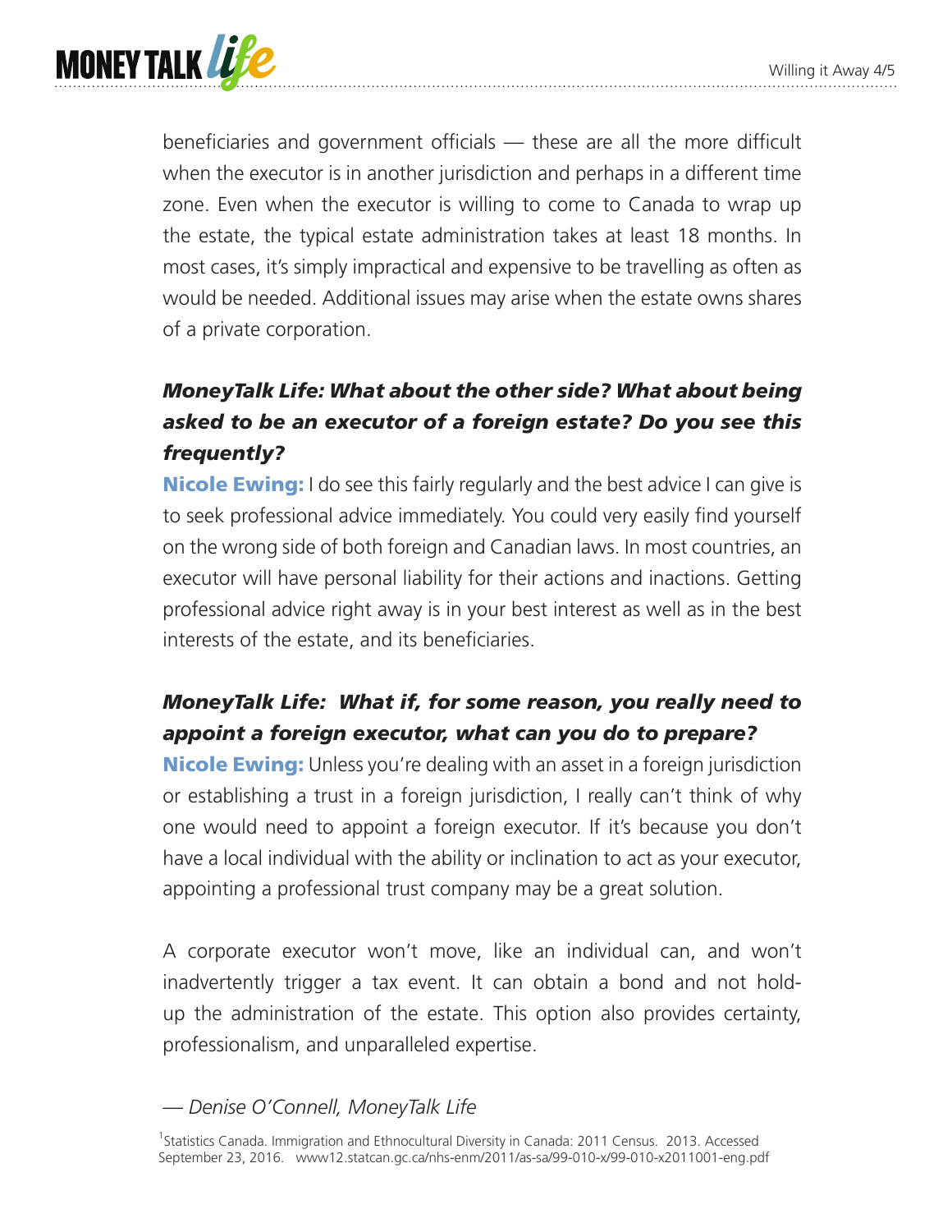beneficiaries and government officials — these are all the more difficult when the executor is in another jurisdiction and perhaps in a different time zone. Even when the executor is willing to come to Canada to wrap up the estate, the typical estate administration takes at least 18 months. In most cases, it's simply impractical and expensive to be travelling as often as would be needed. Additional issues may arise when the estate owns shares of a private corporation.

***MoneyTalk Life: What about the other side? What about being asked to be an executor of a foreign estate? Do you see this frequently?***

**Nicole Ewing:** I do see this fairly regularly and the best advice I can give is to seek professional advice immediately. You could very easily find yourself on the wrong side of both foreign and Canadian laws. In most countries, an executor will have personal liability for their actions and inactions. Getting professional advice right away is in your best interest as well as in the best interests of the estate, and its beneficiaries.

***MoneyTalk Life: What if, for some reason, you really need to appoint a foreign executor, what can you do to prepare?***

**Nicole Ewing:** Unless you're dealing with an asset in a foreign jurisdiction or establishing a trust in a foreign jurisdiction, I really can't think of why one would need to appoint a foreign executor. If it's because you don't have a local individual with the ability or inclination to act as your executor, appointing a professional trust company may be a great solution.

A corporate executor won't move, like an individual can, and won't inadvertently trigger a tax event. It can obtain a bond and not hold-up the administration of the estate. This option also provides certainty, professionalism, and unparalleled expertise.

*— Denise O'Connell, MoneyTalk Life*

[1]Statistics Canada. Immigration and Ethnocultural Diversity in Canada: 2011 Census. 2013. Accessed September 23, 2016. www12.statcan.gc.ca/nhs-enm/2011/as-sa/99-010-x/99-010-x2011001-eng.pdf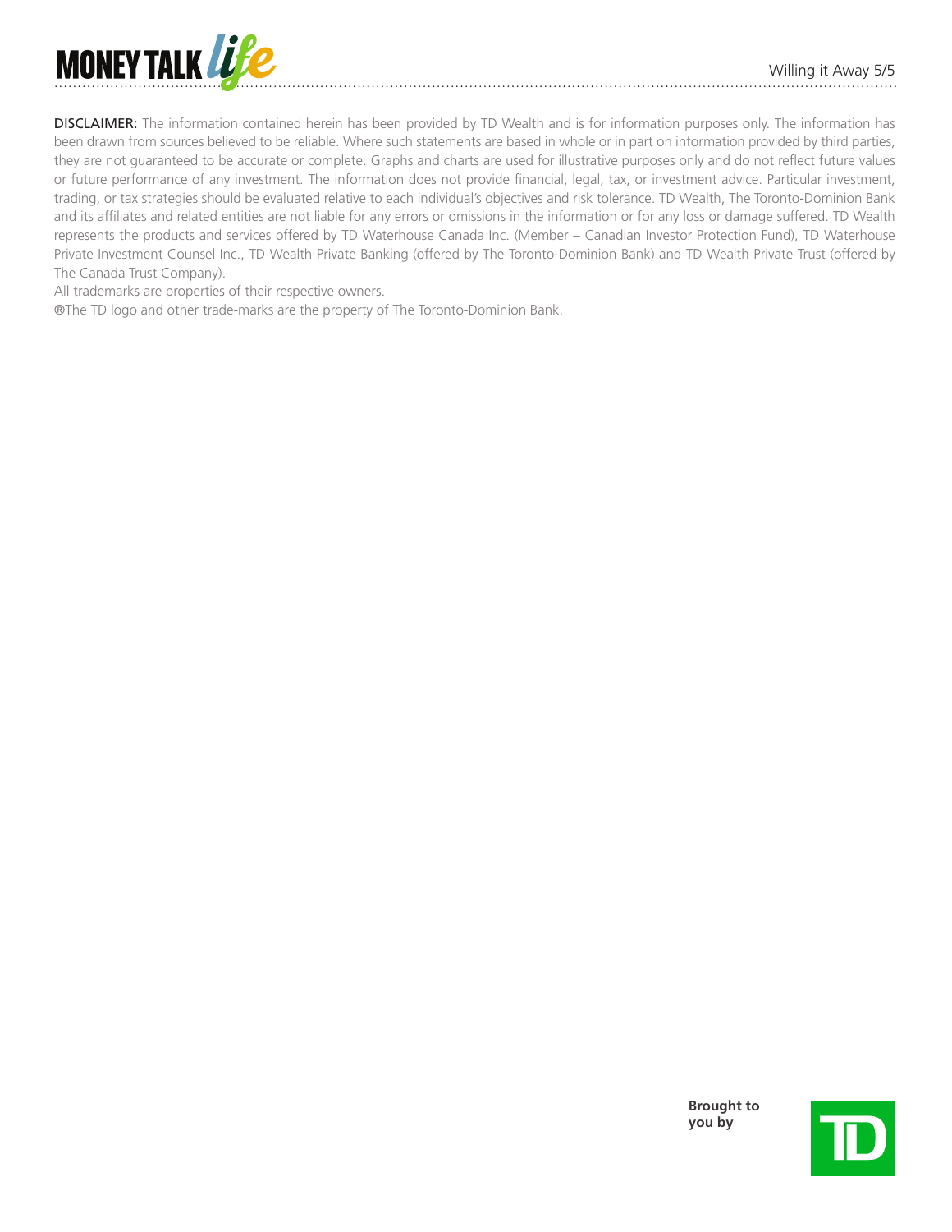**DISCLAIMER:** The information contained herein has been provided by TD Wealth and is for information purposes only. The information has been drawn from sources believed to be reliable. Where such statements are based in whole or in part on information provided by third parties, they are not guaranteed to be accurate or complete. Graphs and charts are used for illustrative purposes only and do not reflect future values or future performance of any investment. The information does not provide financial, legal, tax, or investment advice. Particular investment, trading, or tax strategies should be evaluated relative to each individual's objectives and risk tolerance. TD Wealth, The Toronto-Dominion Bank and its affiliates and related entities are not liable for any errors or omissions in the information or for any loss or damage suffered. TD Wealth represents the products and services offered by TD Waterhouse Canada Inc. (Member – Canadian Investor Protection Fund), TD Waterhouse Private Investment Counsel Inc., TD Wealth Private Banking (offered by The Toronto-Dominion Bank) and TD Wealth Private Trust (offered by The Canada Trust Company).

All trademarks are properties of their respective owners.

®The TD logo and other trade-marks are the property of The Toronto-Dominion Bank.

**Brought to you by**